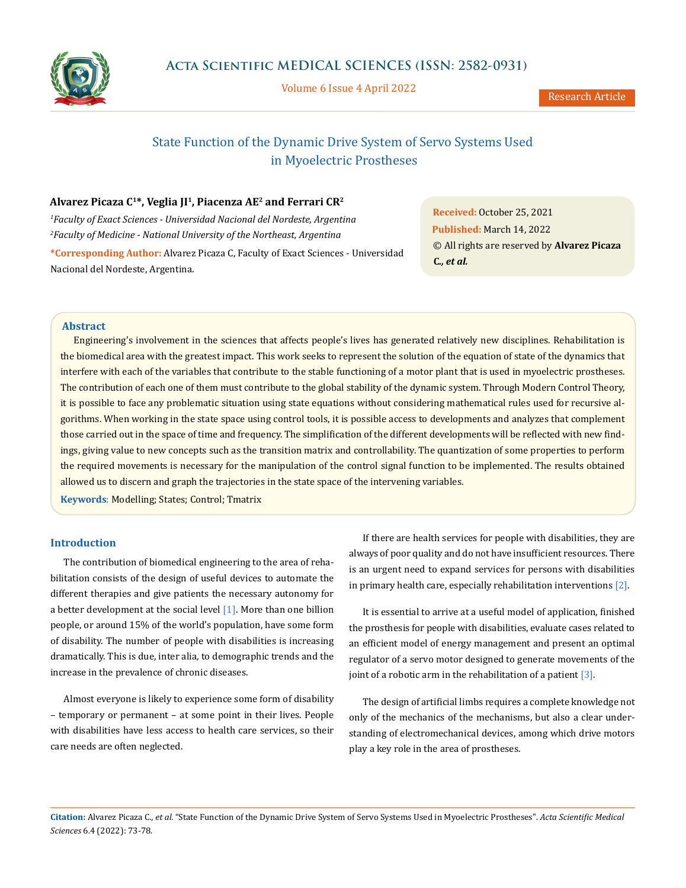# State Function of the Dynamic Drive System of Servo Systems Used in Myoelectric Prostheses

**Alvarez Picaza C[1]*, Veglia JI[1], Piacenza AE[2] and Ferrari CR[2]**

[1]*Faculty of Exact Sciences - Universidad Nacional del Nordeste, Argentina*

[2]*Faculty of Medicine - National University of the Northeast, Argentina*

***Corresponding Author:** Alvarez Picaza C, Faculty of Exact Sciences - Universidad Nacional del Nordeste, Argentina.

**Received:** October 25, 2021

**Published:** March 14, 2022

© All rights are reserved by **Alvarez Picaza C., *et al.***

Research Article

## Abstract

Engineering's involvement in the sciences that affects people's lives has generated relatively new disciplines. Rehabilitation is the biomedical area with the greatest impact. This work seeks to represent the solution of the equation of state of the dynamics that interfere with each of the variables that contribute to the stable functioning of a motor plant that is used in myoelectric prostheses. The contribution of each one of them must contribute to the global stability of the dynamic system. Through Modern Control Theory, it is possible to face any problematic situation using state equations without considering mathematical rules used for recursive algorithms. When working in the state space using control tools, it is possible access to developments and analyzes that complement those carried out in the space of time and frequency. The simplification of the different developments will be reflected with new findings, giving value to new concepts such as the transition matrix and controllability. The quantization of some properties to perform the required movements is necessary for the manipulation of the control signal function to be implemented. The results obtained allowed us to discern and graph the trajectories in the state space of the intervening variables.

**Keywords**: Modelling; States; Control; Tmatrix

## Introduction

The contribution of biomedical engineering to the area of rehabilitation consists of the design of useful devices to automate the different therapies and give patients the necessary autonomy for a better development at the social level [1]. More than one billion people, or around 15% of the world's population, have some form of disability. The number of people with disabilities is increasing dramatically. This is due, inter alia, to demographic trends and the increase in the prevalence of chronic diseases.

Almost everyone is likely to experience some form of disability – temporary or permanent – at some point in their lives. People with disabilities have less access to health care services, so their care needs are often neglected.

If there are health services for people with disabilities, they are always of poor quality and do not have insufficient resources. There is an urgent need to expand services for persons with disabilities in primary health care, especially rehabilitation interventions [2].

It is essential to arrive at a useful model of application, finished the prosthesis for people with disabilities, evaluate cases related to an efficient model of energy management and present an optimal regulator of a servo motor designed to generate movements of the joint of a robotic arm in the rehabilitation of a patient [3].

The design of artificial limbs requires a complete knowledge not only of the mechanics of the mechanisms, but also a clear understanding of electromechanical devices, among which drive motors play a key role in the area of prostheses.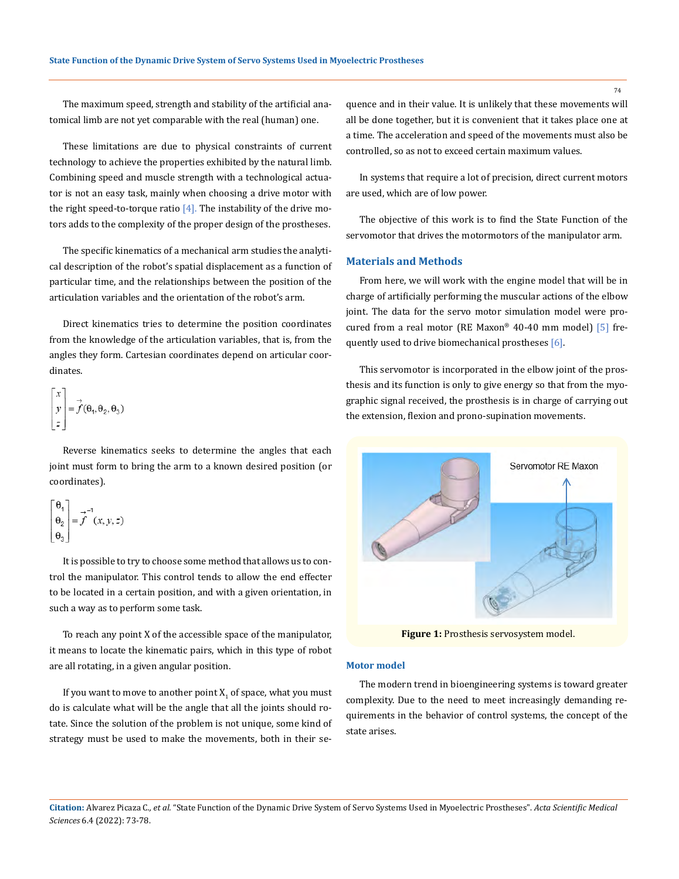The maximum speed, strength and stability of the artificial anatomical limb are not yet comparable with the real (human) one.

These limitations are due to physical constraints of current technology to achieve the properties exhibited by the natural limb. Combining speed and muscle strength with a technological actuator is not an easy task, mainly when choosing a drive motor with the right speed-to-torque ratio [4]. The instability of the drive motors adds to the complexity of the proper design of the prostheses.

The specific kinematics of a mechanical arm studies the analytical description of the robot's spatial displacement as a function of particular time, and the relationships between the position of the articulation variables and the orientation of the robot's arm.

Direct kinematics tries to determine the position coordinates from the knowledge of the articulation variables, that is, from the angles they form. Cartesian coordinates depend on articular coordinates.

$$\begin{bmatrix} x \\ y \\ z \end{bmatrix} = \vec{f}(\theta_1, \theta_2, \theta_3)$$

Reverse kinematics seeks to determine the angles that each joint must form to bring the arm to a known desired position (or coordinates).

$$\begin{bmatrix} \theta_1 \\ \theta_2 \\ \theta_3 \end{bmatrix} = \vec{f}^{-1}(x, y, z)$$

It is possible to try to choose some method that allows us to control the manipulator. This control tends to allow the end effecter to be located in a certain position, and with a given orientation, in such a way as to perform some task.

To reach any point X of the accessible space of the manipulator, it means to locate the kinematic pairs, which in this type of robot are all rotating, in a given angular position.

If you want to move to another point $X_1$ of space, what you must do is calculate what will be the angle that all the joints should rotate. Since the solution of the problem is not unique, some kind of strategy must be used to make the movements, both in their sequence and in their value. It is unlikely that these movements will all be done together, but it is convenient that it takes place one at a time. The acceleration and speed of the movements must also be controlled, so as not to exceed certain maximum values.

In systems that require a lot of precision, direct current motors are used, which are of low power.

The objective of this work is to find the State Function of the servomotor that drives the motormotors of the manipulator arm.

## Materials and Methods

From here, we will work with the engine model that will be in charge of artificially performing the muscular actions of the elbow joint. The data for the servo motor simulation model were procured from a real motor (RE Maxon® 40-40 mm model) [5] frequently used to drive biomechanical prostheses [6].

This servomotor is incorporated in the elbow joint of the prosthesis and its function is only to give energy so that from the myographic signal received, the prosthesis is in charge of carrying out the extension, flexion and prono-supination movements.

**Figure 1:** Prosthesis servosystem model.

### Motor model

The modern trend in bioengineering systems is toward greater complexity. Due to the need to meet increasingly demanding requirements in the behavior of control systems, the concept of the state arises.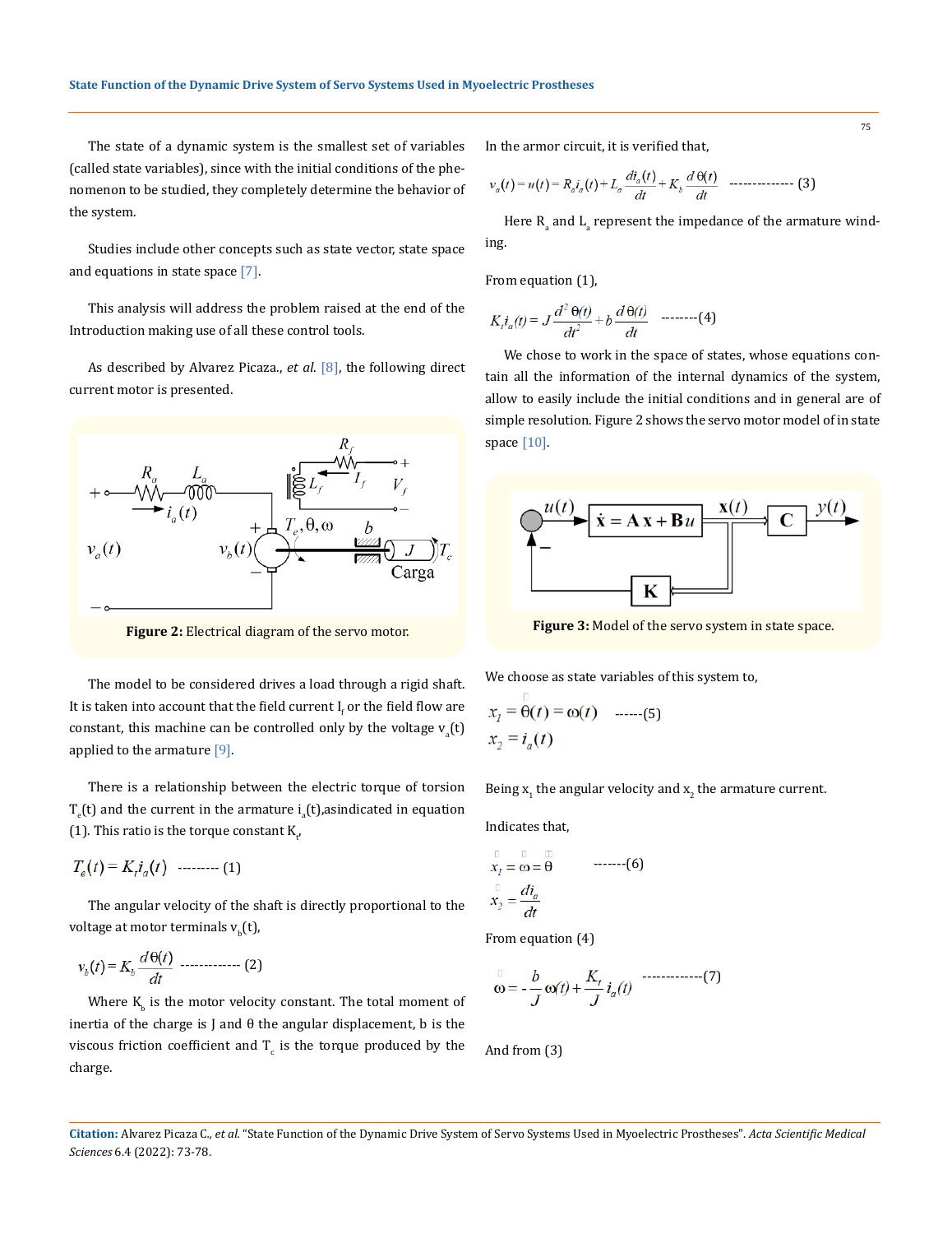The state of a dynamic system is the smallest set of variables (called state variables), since with the initial conditions of the phenomenon to be studied, they completely determine the behavior of the system.

Studies include other concepts such as state vector, state space and equations in state space [7].

This analysis will address the problem raised at the end of the Introduction making use of all these control tools.

As described by Alvarez Picaza., *et al.* [8], the following direct current motor is presented.

**Figure 2:** Electrical diagram of the servo motor.

The model to be considered drives a load through a rigid shaft. It is taken into account that the field current $I_f$ or the field flow are constant, this machine can be controlled only by the voltage $v_a(t)$ applied to the armature [9].

There is a relationship between the electric torque of torsion $T_e(t)$ and the current in the armature $i_a(t)$,asindicated in equation (1). This ratio is the torque constant $K_t$,

$$T_e(t) = K_t i_a(t) \quad \text{--------- (1)}$$

The angular velocity of the shaft is directly proportional to the voltage at motor terminals $v_b(t)$,

$$v_b(t) = K_b \frac{d\theta(t)}{dt} \quad \text{------------- (2)}$$

Where $K_b$ is the motor velocity constant. The total moment of inertia of the charge is J and θ the angular displacement, b is the viscous friction coefficient and $T_c$ is the torque produced by the charge.

In the armor circuit, it is verified that,

$$v_a(t) = u(t) = R_a i_a(t) + L_a \frac{di_a(t)}{dt} + K_b \frac{d\theta(t)}{dt} \quad \text{-------------- (3)}$$

Here $R_a$ and $L_a$ represent the impedance of the armature winding.

From equation (1),

$$K_t i_a(t) = J\frac{d^2\theta(t)}{dt^2} + b\frac{d\theta(t)}{dt} \quad \text{--------(4)}$$

We chose to work in the space of states, whose equations contain all the information of the internal dynamics of the system, allow to easily include the initial conditions and in general are of simple resolution. Figure 2 shows the servo motor model of in state space [10].

**Figure 3:** Model of the servo system in state space.

We choose as state variables of this system to,

$$x_1 = \dot{\theta}(t) = \omega(t) \quad \text{------(5)}$$
$$x_2 = i_a(t)$$

Being $x_1$ the angular velocity and $x_2$ the armature current.

Indicates that,

$$\dot{x}_1 = \dot{\omega} = \ddot{\theta} \quad \text{-------(6)}$$
$$\dot{x}_2 = \frac{di_a}{dt}$$

From equation (4)

$$\dot{\omega} = -\frac{b}{J}\omega(t) + \frac{K_t}{J} i_a(t) \quad \text{-------------(7)}$$

And from (3)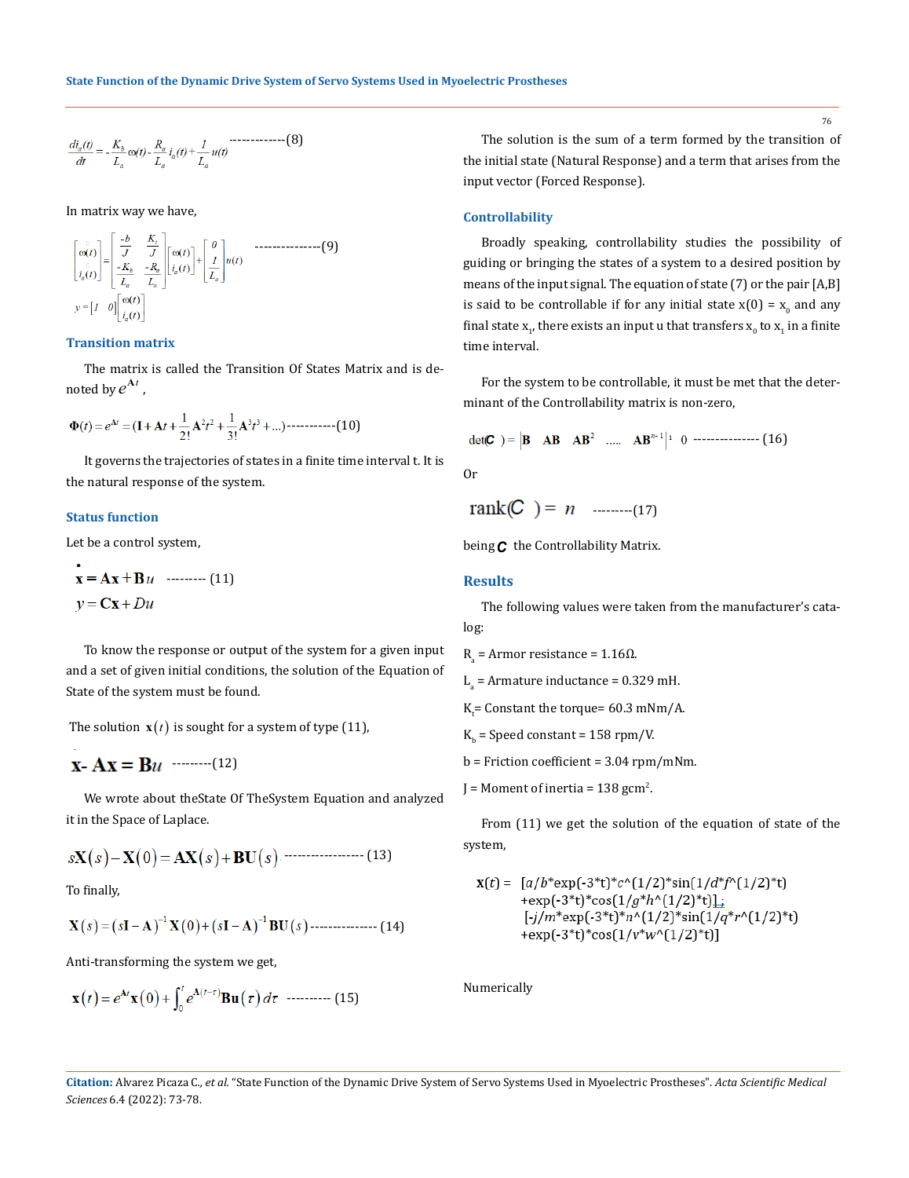$$\frac{di_a(t)}{dt} = -\frac{K_b}{L_a}\omega(t) - \frac{R_a}{L_a}i_a(t) + \frac{1}{L_a}u(t) \quad \text{------------(8)}$$

In matrix way we have,

$$\begin{bmatrix} \omega(t) \\ i_a(t) \end{bmatrix} = \begin{bmatrix} \frac{-b}{J} & \frac{K_t}{J} \\ \frac{-K_b}{L_a} & \frac{-R_a}{L_a} \end{bmatrix} \begin{bmatrix} \omega(t) \\ i_a(t) \end{bmatrix} + \begin{bmatrix} 0 \\ \frac{1}{L_a} \end{bmatrix} u(t) \quad \text{--------------(9)}$$

$$y = \begin{bmatrix} 1 & 0 \end{bmatrix} \begin{bmatrix} \omega(t) \\ i_a(t) \end{bmatrix}$$

## Transition matrix

The matrix is called the Transition Of States Matrix and is denoted by $e^{\mathbf{A}t}$,

$$\mathbf{\Phi}(t) = e^{\mathbf{A}t} = (\mathbf{I} + \mathbf{A}t + \frac{1}{2!}\mathbf{A}^2t^2 + \frac{1}{3!}\mathbf{A}^3t^3 + \ldots) \quad \text{-----------(10)}$$

It governs the trajectories of states in a finite time interval t. It is the natural response of the system.

## Status function

Let be a control system,

$$\dot{\mathbf{x}} = \mathbf{A}\mathbf{x} + \mathbf{B}u \quad \text{--------- (11)}$$
$$y = \mathbf{C}\mathbf{x} + Du$$

To know the response or output of the system for a given input and a set of given initial conditions, the solution of the Equation of State of the system must be found.

The solution $\mathbf{x}(t)$ is sought for a system of type (11),

$$\dot{\mathbf{x}} - \mathbf{A}\mathbf{x} = \mathbf{B}u \quad \text{---------(12)}$$

We wrote about theState Of TheSystem Equation and analyzed it in the Space of Laplace.

$$s\mathbf{X}(s) - \mathbf{X}(0) = \mathbf{A}\mathbf{X}(s) + \mathbf{B}\mathbf{U}(s) \quad \text{----------------- (13)}$$

To finally,

$$\mathbf{X}(s) = (s\mathbf{I} - \mathbf{A})^{-1}\mathbf{X}(0) + (s\mathbf{I} - \mathbf{A})^{-1}\mathbf{B}\mathbf{U}(s) \quad \text{-------------- (14)}$$

Anti-transforming the system we get,

$$\mathbf{x}(t) = e^{\mathbf{A}t}\mathbf{x}(0) + \int_0^t e^{\mathbf{A}(t-\tau)}\mathbf{B}\mathbf{u}(\tau)\,d\tau \quad \text{---------- (15)}$$

The solution is the sum of a term formed by the transition of the initial state (Natural Response) and a term that arises from the input vector (Forced Response).

## Controllability

Broadly speaking, controllability studies the possibility of guiding or bringing the states of a system to a desired position by means of the input signal. The equation of state (7) or the pair [A,B] is said to be controllable if for any initial state $x(0) = x_0$ and any final state $x_1$, there exists an input u that transfers $x_0$ to $x_1$ in a finite time interval.

For the system to be controllable, it must be met that the determinant of the Controllability matrix is non-zero,

$$\det(\mathcal{C}) = \left| \mathbf{B} \quad \mathbf{AB} \quad \mathbf{AB}^2 \quad \ldots\ldots \quad \mathbf{AB}^{n-1} \right| \neq 0 \quad \text{-------------- (16)}$$

Or

$$\text{rank}(\mathcal{C}) = n \quad \text{---------(17)}$$

being $\mathcal{C}$ the Controllability Matrix.

## Results

The following values were taken from the manufacturer's catalog:

$R_a$ = Armor resistance = 1.16Ω.

$L_a$ = Armature inductance = 0.329 mH.

$K_t$= Constant the torque= 60.3 mNm/A.

$K_b$ = Speed constant = 158 rpm/V.

b = Friction coefficient = 3.04 rpm/mNm.

J = Moment of inertia = 138 gcm$^2$.

From (11) we get the solution of the equation of state of the system,

x(t) = [a/b*exp(-3*t)*c^(1/2)*sin(1/d*f^(1/2)*t)
+exp(-3*t)*cos(1/g*h^(1/2)*t)];
[-j/m*exp(-3*t)*n^(1/2)*sin(1/q*r^(1/2)*t)
+exp(-3*t)*cos(1/v*w^(1/2)*t)]

Numerically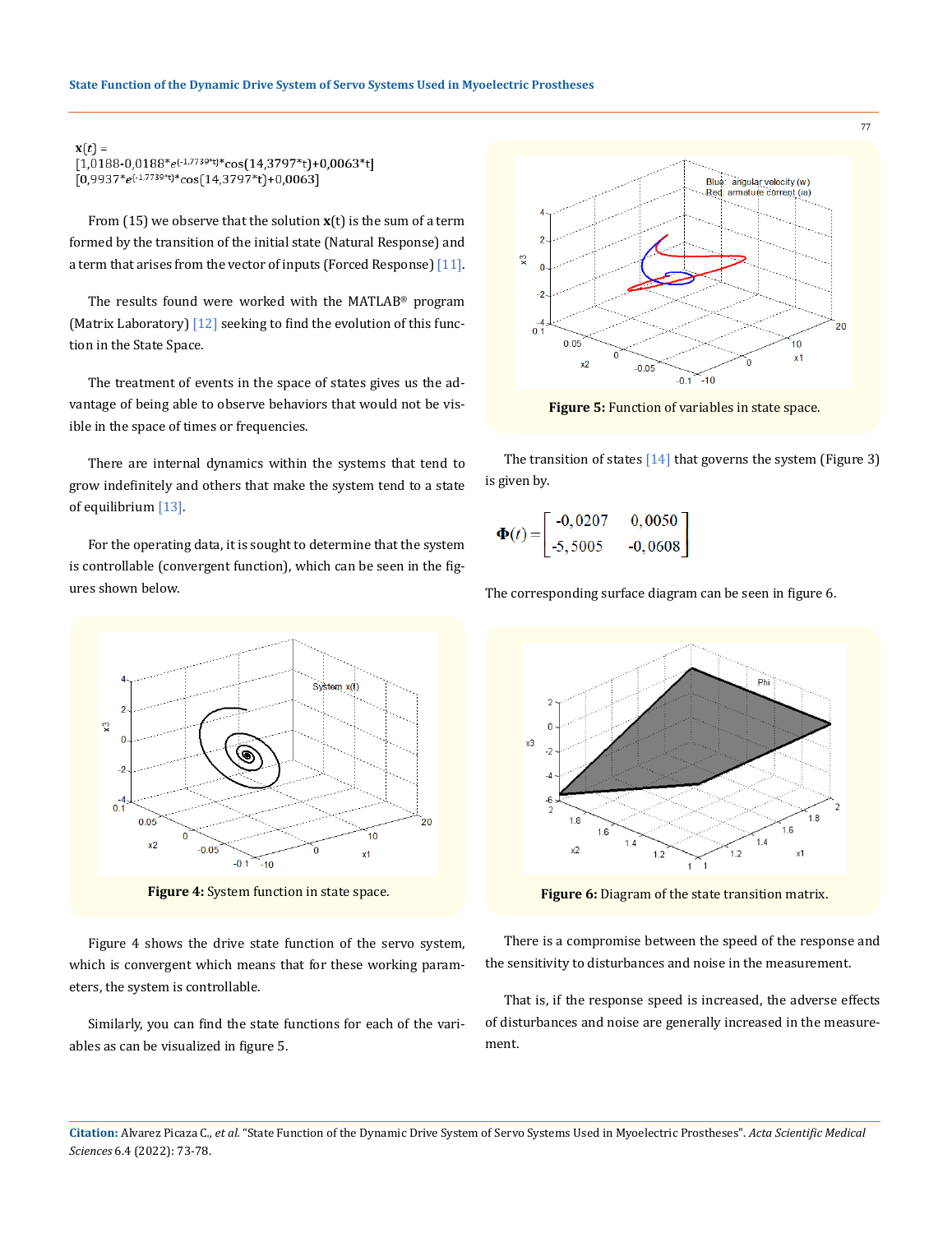$$\mathbf{x}(t) = \begin{bmatrix} 1,0188\text{-}0,0188*e^{(-1,7739*t)}*\cos(14,3797*t)+0,0063*t \\ 0,9937*e^{(-1,7739*t)}*\cos(14,3797*t)+0,0063 \end{bmatrix}$$

From (15) we observe that the solution **x**(t) is the sum of a term formed by the transition of the initial state (Natural Response) and a term that arises from the vector of inputs (Forced Response) [11].

The results found were worked with the MATLAB® program (Matrix Laboratory) [12] seeking to find the evolution of this function in the State Space.

The treatment of events in the space of states gives us the advantage of being able to observe behaviors that would not be visible in the space of times or frequencies.

There are internal dynamics within the systems that tend to grow indefinitely and others that make the system tend to a state of equilibrium [13].

For the operating data, it is sought to determine that the system is controllable (convergent function), which can be seen in the figures shown below.

**Figure 4:** System function in state space.

Figure 4 shows the drive state function of the servo system, which is convergent which means that for these working parameters, the system is controllable.

Similarly, you can find the state functions for each of the variables as can be visualized in figure 5.

**Figure 5:** Function of variables in state space.

The transition of states [14] that governs the system (Figure 3) is given by.

$$\mathbf{\Phi}(t) = \begin{bmatrix} -0,0207 & 0,0050 \\ -5,5005 & -0,0608 \end{bmatrix}$$

The corresponding surface diagram can be seen in figure 6.

**Figure 6:** Diagram of the state transition matrix.

There is a compromise between the speed of the response and the sensitivity to disturbances and noise in the measurement.

That is, if the response speed is increased, the adverse effects of disturbances and noise are generally increased in the measurement.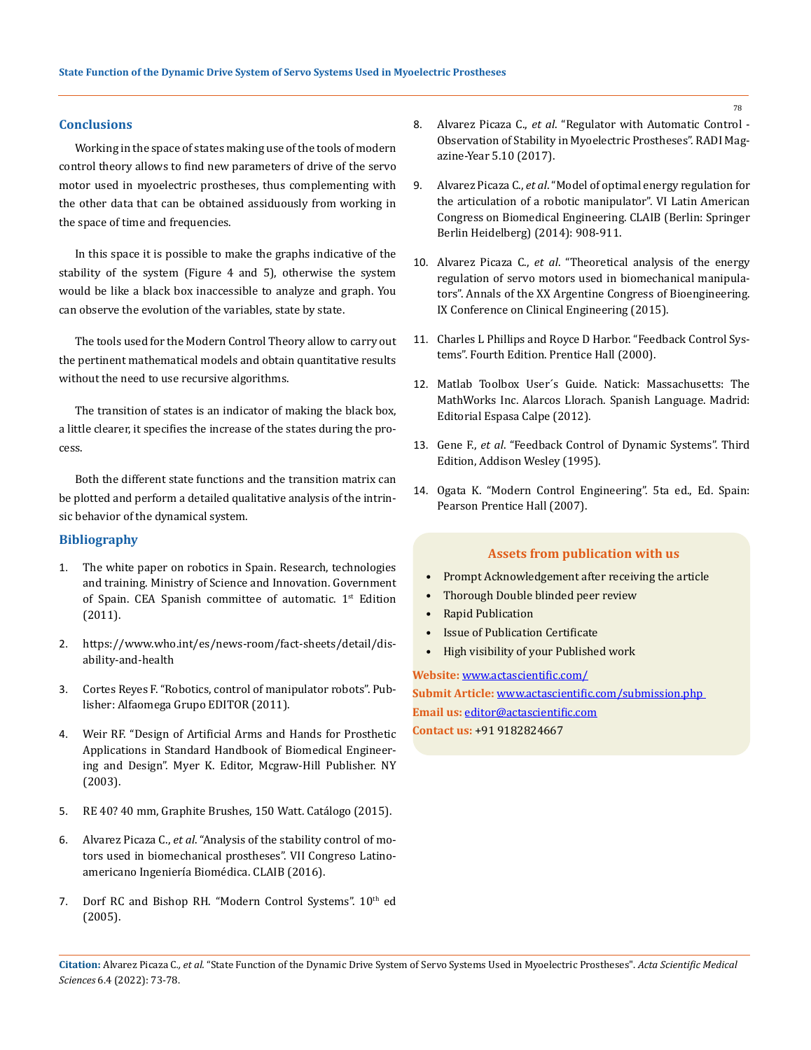## Conclusions

Working in the space of states making use of the tools of modern control theory allows to find new parameters of drive of the servo motor used in myoelectric prostheses, thus complementing with the other data that can be obtained assiduously from working in the space of time and frequencies.

In this space it is possible to make the graphs indicative of the stability of the system (Figure 4 and 5), otherwise the system would be like a black box inaccessible to analyze and graph. You can observe the evolution of the variables, state by state.

The tools used for the Modern Control Theory allow to carry out the pertinent mathematical models and obtain quantitative results without the need to use recursive algorithms.

The transition of states is an indicator of making the black box, a little clearer, it specifies the increase of the states during the process.

Both the different state functions and the transition matrix can be plotted and perform a detailed qualitative analysis of the intrinsic behavior of the dynamical system.

## Bibliography

1. The white paper on robotics in Spain. Research, technologies and training. Ministry of Science and Innovation. Government of Spain. CEA Spanish committee of automatic. 1st Edition (2011).
2. https://www.who.int/es/news-room/fact-sheets/detail/disability-and-health
3. Cortes Reyes F. "Robotics, control of manipulator robots". Publisher: Alfaomega Grupo EDITOR (2011).
4. Weir RF. "Design of Artificial Arms and Hands for Prosthetic Applications in Standard Handbook of Biomedical Engineering and Design". Myer K. Editor, Mcgraw-Hill Publisher. NY (2003).
5. RE 40? 40 mm, Graphite Brushes, 150 Watt. Catálogo (2015).
6. Alvarez Picaza C., *et al*. "Analysis of the stability control of motors used in biomechanical prostheses". VII Congreso Latinoamericano Ingeniería Biomédica. CLAIB (2016).
7. Dorf RC and Bishop RH. "Modern Control Systems". 10th ed (2005).
8. Alvarez Picaza C., *et al*. "Regulator with Automatic Control - Observation of Stability in Myoelectric Prostheses". RADI Magazine-Year 5.10 (2017).
9. Alvarez Picaza C., *et al*. "Model of optimal energy regulation for the articulation of a robotic manipulator". VI Latin American Congress on Biomedical Engineering. CLAIB (Berlin: Springer Berlin Heidelberg) (2014): 908-911.
10. Alvarez Picaza C., *et al*. "Theoretical analysis of the energy regulation of servo motors used in biomechanical manipulators". Annals of the XX Argentine Congress of Bioengineering. IX Conference on Clinical Engineering (2015).
11. Charles L Phillips and Royce D Harbor. "Feedback Control Systems". Fourth Edition. Prentice Hall (2000).
12. Matlab Toolbox User´s Guide. Natick: Massachusetts: The MathWorks Inc. Alarcos Llorach. Spanish Language. Madrid: Editorial Espasa Calpe (2012).
13. Gene F., *et al*. "Feedback Control of Dynamic Systems". Third Edition, Addison Wesley (1995).
14. Ogata K. "Modern Control Engineering". 5ta ed., Ed. Spain: Pearson Prentice Hall (2007).

**Assets from publication with us**

- Prompt Acknowledgement after receiving the article
- Thorough Double blinded peer review
- Rapid Publication
- Issue of Publication Certificate
- High visibility of your Published work

**Website:** www.actascientific.com/
**Submit Article:** www.actascientific.com/submission.php
**Email us:** editor@actascientific.com
**Contact us:** +91 9182824667